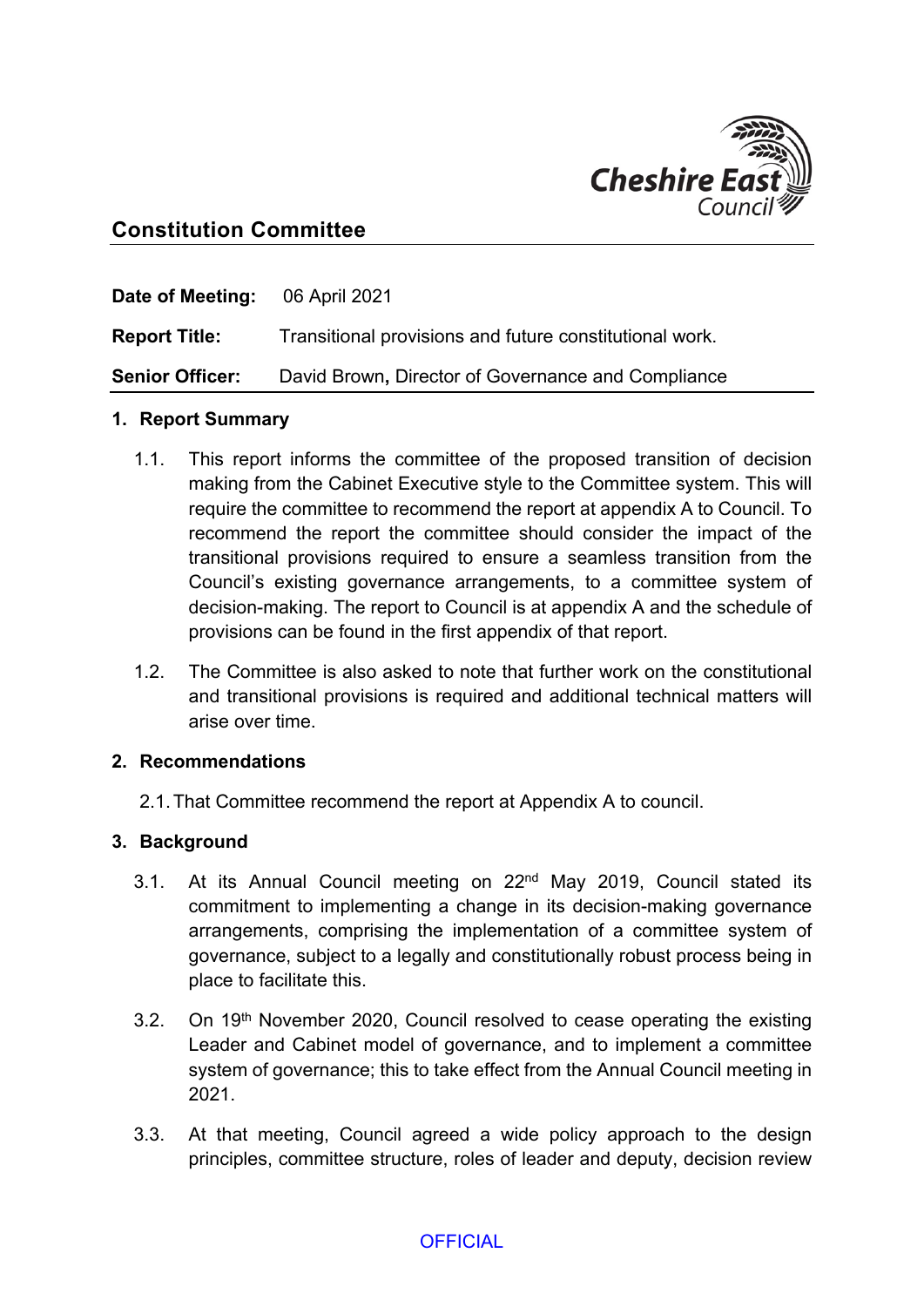# Constitution Committee

**Date of Meeting:** 06 April 2021

**Report Title:** Transitional provisions and future constitutional work.

**Senior Officer:** David Brown**,** Director of Governance and Compliance

## 1. Report Summary

1.1. This report informs the committee of the proposed transition of decision making from the Cabinet Executive style to the Committee system. This will require the committee to recommend the report at appendix A to Council. To recommend the report the committee should consider the impact of the transitional provisions required to ensure a seamless transition from the Council's existing governance arrangements, to a committee system of decision-making. The report to Council is at appendix A and the schedule of provisions can be found in the first appendix of that report.

1.2. The Committee is also asked to note that further work on the constitutional and transitional provisions is required and additional technical matters will arise over time.

## 2. Recommendations

2.1. That Committee recommend the report at Appendix A to council.

## 3. Background

3.1. At its Annual Council meeting on 22nd May 2019, Council stated its commitment to implementing a change in its decision-making governance arrangements, comprising the implementation of a committee system of governance, subject to a legally and constitutionally robust process being in place to facilitate this.

3.2. On 19th November 2020, Council resolved to cease operating the existing Leader and Cabinet model of governance, and to implement a committee system of governance; this to take effect from the Annual Council meeting in 2021.

3.3. At that meeting, Council agreed a wide policy approach to the design principles, committee structure, roles of leader and deputy, decision review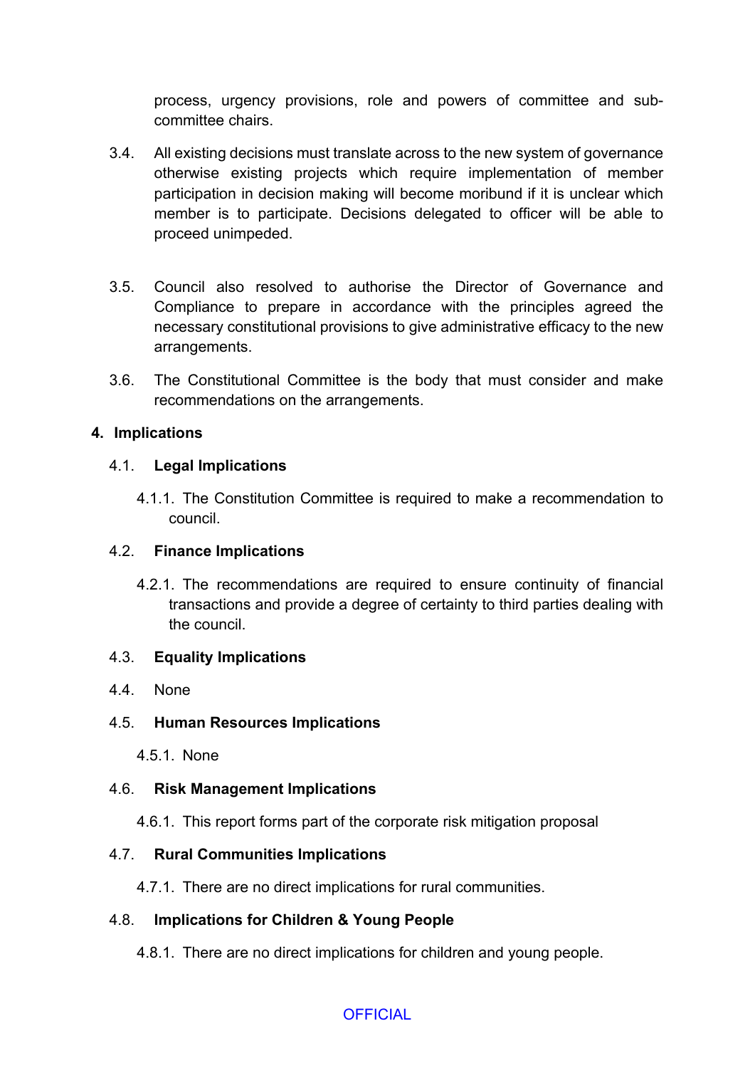process, urgency provisions, role and powers of committee and sub-committee chairs.

3.4. All existing decisions must translate across to the new system of governance otherwise existing projects which require implementation of member participation in decision making will become moribund if it is unclear which member is to participate. Decisions delegated to officer will be able to proceed unimpeded.

3.5. Council also resolved to authorise the Director of Governance and Compliance to prepare in accordance with the principles agreed the necessary constitutional provisions to give administrative efficacy to the new arrangements.

3.6. The Constitutional Committee is the body that must consider and make recommendations on the arrangements.

## 4. Implications

### 4.1. Legal Implications

4.1.1. The Constitution Committee is required to make a recommendation to council.

### 4.2. Finance Implications

4.2.1. The recommendations are required to ensure continuity of financial transactions and provide a degree of certainty to third parties dealing with the council.

### 4.3. Equality Implications

4.4. None

### 4.5. Human Resources Implications

4.5.1. None

### 4.6. Risk Management Implications

4.6.1. This report forms part of the corporate risk mitigation proposal

### 4.7. Rural Communities Implications

4.7.1. There are no direct implications for rural communities.

### 4.8. Implications for Children & Young People

4.8.1. There are no direct implications for children and young people.

OFFICIAL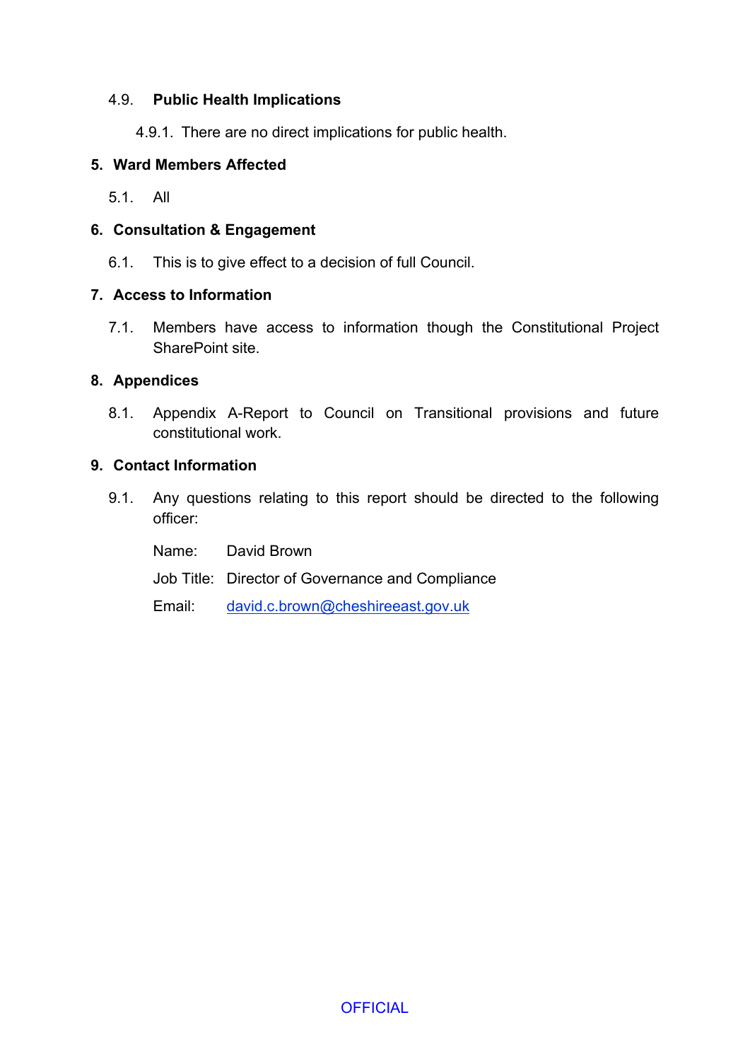### 4.9. Public Health Implications

4.9.1. There are no direct implications for public health.

## 5. Ward Members Affected

5.1. All

## 6. Consultation & Engagement

6.1. This is to give effect to a decision of full Council.

## 7. Access to Information

7.1. Members have access to information though the Constitutional Project SharePoint site.

## 8. Appendices

8.1. Appendix A-Report to Council on Transitional provisions and future constitutional work.

## 9. Contact Information

9.1. Any questions relating to this report should be directed to the following officer:

Name: David Brown

Job Title: Director of Governance and Compliance

Email: david.c.brown@cheshireeast.gov.uk

OFFICIAL